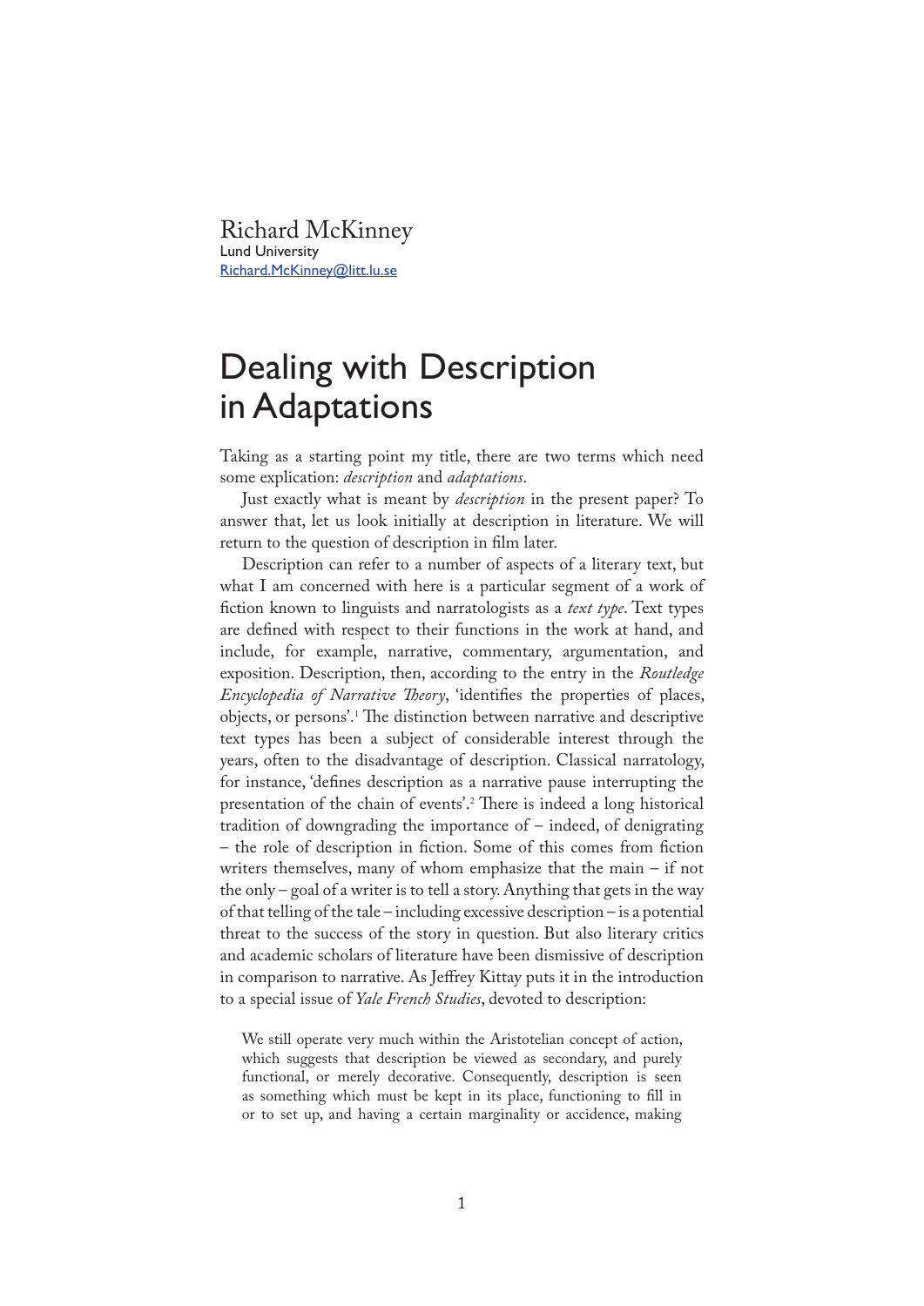Richard McKinney
Lund University
Richard.McKinney@litt.lu.se

# Dealing with Description in Adaptations

Taking as a starting point my title, there are two terms which need some explication: *description* and *adaptations*.

Just exactly what is meant by *description* in the present paper? To answer that, let us look initially at description in literature. We will return to the question of description in film later.

Description can refer to a number of aspects of a literary text, but what I am concerned with here is a particular segment of a work of fiction known to linguists and narratologists as a *text type*. Text types are defined with respect to their functions in the work at hand, and include, for example, narrative, commentary, argumentation, and exposition. Description, then, according to the entry in the *Routledge Encyclopedia of Narrative Theory*, 'identifies the properties of places, objects, or persons'.[1] The distinction between narrative and descriptive text types has been a subject of considerable interest through the years, often to the disadvantage of description. Classical narratology, for instance, 'defines description as a narrative pause interrupting the presentation of the chain of events'.[2] There is indeed a long historical tradition of downgrading the importance of – indeed, of denigrating – the role of description in fiction. Some of this comes from fiction writers themselves, many of whom emphasize that the main – if not the only – goal of a writer is to tell a story. Anything that gets in the way of that telling of the tale – including excessive description – is a potential threat to the success of the story in question. But also literary critics and academic scholars of literature have been dismissive of description in comparison to narrative. As Jeffrey Kittay puts it in the introduction to a special issue of *Yale French Studies*, devoted to description:

> We still operate very much within the Aristotelian concept of action, which suggests that description be viewed as secondary, and purely functional, or merely decorative. Consequently, description is seen as something which must be kept in its place, functioning to fill in or to set up, and having a certain marginality or accidence, making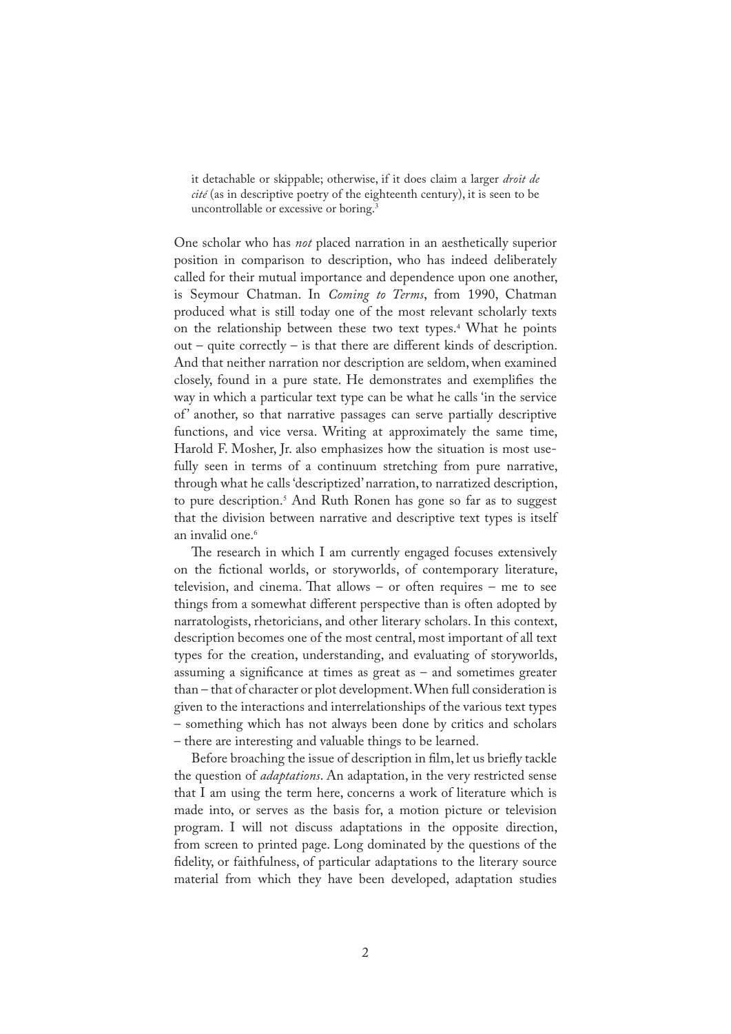> it detachable or skippable; otherwise, if it does claim a larger *droit de cité* (as in descriptive poetry of the eighteenth century), it is seen to be uncontrollable or excessive or boring.[3]

One scholar who has *not* placed narration in an aesthetically superior position in comparison to description, who has indeed deliberately called for their mutual importance and dependence upon one another, is Seymour Chatman. In *Coming to Terms*, from 1990, Chatman produced what is still today one of the most relevant scholarly texts on the relationship between these two text types.[4] What he points out – quite correctly – is that there are different kinds of description. And that neither narration nor description are seldom, when examined closely, found in a pure state. He demonstrates and exemplifies the way in which a particular text type can be what he calls 'in the service of' another, so that narrative passages can serve partially descriptive functions, and vice versa. Writing at approximately the same time, Harold F. Mosher, Jr. also emphasizes how the situation is most usefully seen in terms of a continuum stretching from pure narrative, through what he calls 'descriptized' narration, to narratized description, to pure description.[5] And Ruth Ronen has gone so far as to suggest that the division between narrative and descriptive text types is itself an invalid one.[6]

The research in which I am currently engaged focuses extensively on the fictional worlds, or storyworlds, of contemporary literature, television, and cinema. That allows – or often requires – me to see things from a somewhat different perspective than is often adopted by narratologists, rhetoricians, and other literary scholars. In this context, description becomes one of the most central, most important of all text types for the creation, understanding, and evaluating of storyworlds, assuming a significance at times as great as – and sometimes greater than – that of character or plot development. When full consideration is given to the interactions and interrelationships of the various text types – something which has not always been done by critics and scholars – there are interesting and valuable things to be learned.

Before broaching the issue of description in film, let us briefly tackle the question of *adaptations*. An adaptation, in the very restricted sense that I am using the term here, concerns a work of literature which is made into, or serves as the basis for, a motion picture or television program. I will not discuss adaptations in the opposite direction, from screen to printed page. Long dominated by the questions of the fidelity, or faithfulness, of particular adaptations to the literary source material from which they have been developed, adaptation studies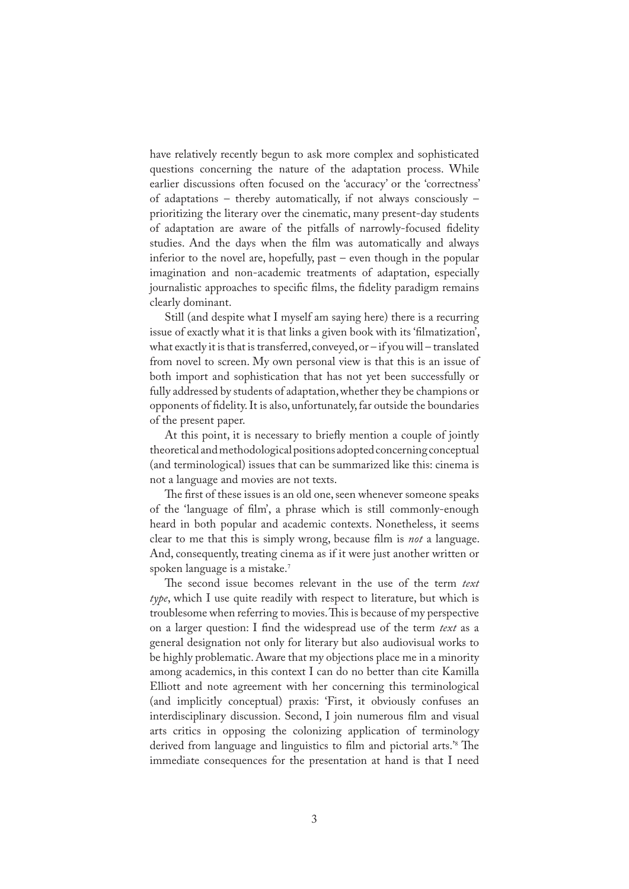have relatively recently begun to ask more complex and sophisticated questions concerning the nature of the adaptation process. While earlier discussions often focused on the 'accuracy' or the 'correctness' of adaptations – thereby automatically, if not always consciously – prioritizing the literary over the cinematic, many present-day students of adaptation are aware of the pitfalls of narrowly-focused fidelity studies. And the days when the film was automatically and always inferior to the novel are, hopefully, past – even though in the popular imagination and non-academic treatments of adaptation, especially journalistic approaches to specific films, the fidelity paradigm remains clearly dominant.

Still (and despite what I myself am saying here) there is a recurring issue of exactly what it is that links a given book with its 'filmatization', what exactly it is that is transferred, conveyed, or – if you will – translated from novel to screen. My own personal view is that this is an issue of both import and sophistication that has not yet been successfully or fully addressed by students of adaptation, whether they be champions or opponents of fidelity. It is also, unfortunately, far outside the boundaries of the present paper.

At this point, it is necessary to briefly mention a couple of jointly theoretical and methodological positions adopted concerning conceptual (and terminological) issues that can be summarized like this: cinema is not a language and movies are not texts.

The first of these issues is an old one, seen whenever someone speaks of the 'language of film', a phrase which is still commonly-enough heard in both popular and academic contexts. Nonetheless, it seems clear to me that this is simply wrong, because film is *not* a language. And, consequently, treating cinema as if it were just another written or spoken language is a mistake.[7]

The second issue becomes relevant in the use of the term *text type*, which I use quite readily with respect to literature, but which is troublesome when referring to movies. This is because of my perspective on a larger question: I find the widespread use of the term *text* as a general designation not only for literary but also audiovisual works to be highly problematic. Aware that my objections place me in a minority among academics, in this context I can do no better than cite Kamilla Elliott and note agreement with her concerning this terminological (and implicitly conceptual) praxis: 'First, it obviously confuses an interdisciplinary discussion. Second, I join numerous film and visual arts critics in opposing the colonizing application of terminology derived from language and linguistics to film and pictorial arts.'[8] The immediate consequences for the presentation at hand is that I need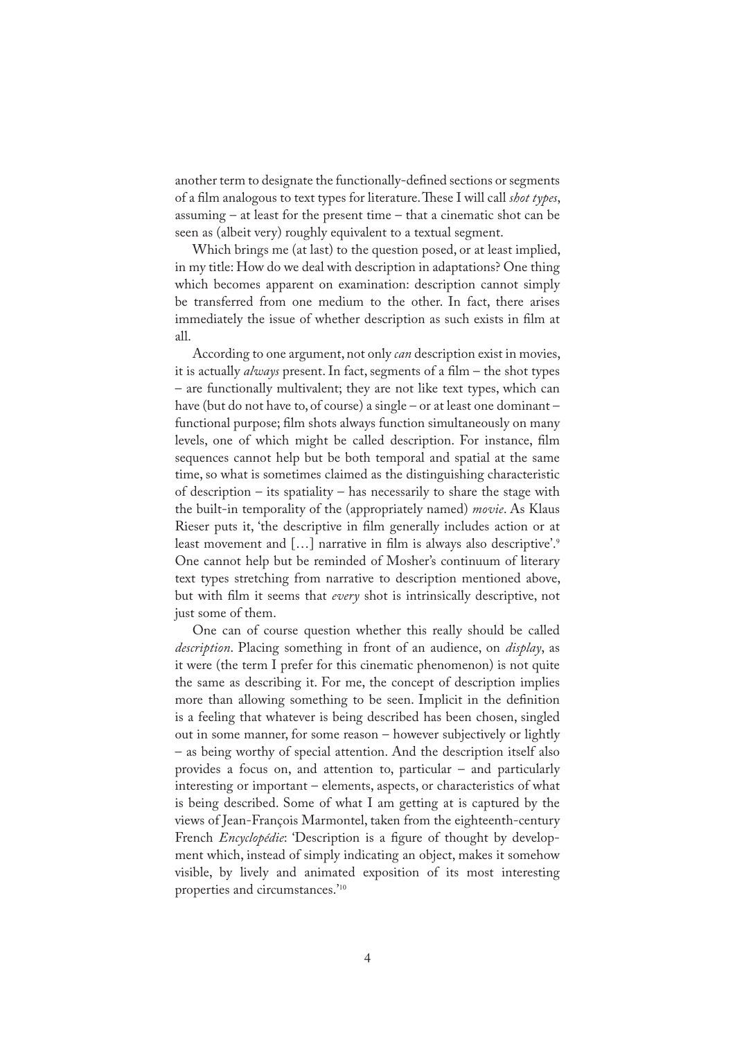another term to designate the functionally-defined sections or segments of a film analogous to text types for literature. These I will call *shot types*, assuming – at least for the present time – that a cinematic shot can be seen as (albeit very) roughly equivalent to a textual segment.

Which brings me (at last) to the question posed, or at least implied, in my title: How do we deal with description in adaptations? One thing which becomes apparent on examination: description cannot simply be transferred from one medium to the other. In fact, there arises immediately the issue of whether description as such exists in film at all.

According to one argument, not only *can* description exist in movies, it is actually *always* present. In fact, segments of a film – the shot types – are functionally multivalent; they are not like text types, which can have (but do not have to, of course) a single – or at least one dominant – functional purpose; film shots always function simultaneously on many levels, one of which might be called description. For instance, film sequences cannot help but be both temporal and spatial at the same time, so what is sometimes claimed as the distinguishing characteristic of description – its spatiality – has necessarily to share the stage with the built-in temporality of the (appropriately named) *movie*. As Klaus Rieser puts it, 'the descriptive in film generally includes action or at least movement and […] narrative in film is always also descriptive'.[9] One cannot help but be reminded of Mosher's continuum of literary text types stretching from narrative to description mentioned above, but with film it seems that *every* shot is intrinsically descriptive, not just some of them.

One can of course question whether this really should be called *description*. Placing something in front of an audience, on *display*, as it were (the term I prefer for this cinematic phenomenon) is not quite the same as describing it. For me, the concept of description implies more than allowing something to be seen. Implicit in the definition is a feeling that whatever is being described has been chosen, singled out in some manner, for some reason – however subjectively or lightly – as being worthy of special attention. And the description itself also provides a focus on, and attention to, particular – and particularly interesting or important – elements, aspects, or characteristics of what is being described. Some of what I am getting at is captured by the views of Jean-François Marmontel, taken from the eighteenth-century French *Encyclopédie*: 'Description is a figure of thought by development which, instead of simply indicating an object, makes it somehow visible, by lively and animated exposition of its most interesting properties and circumstances.'[10]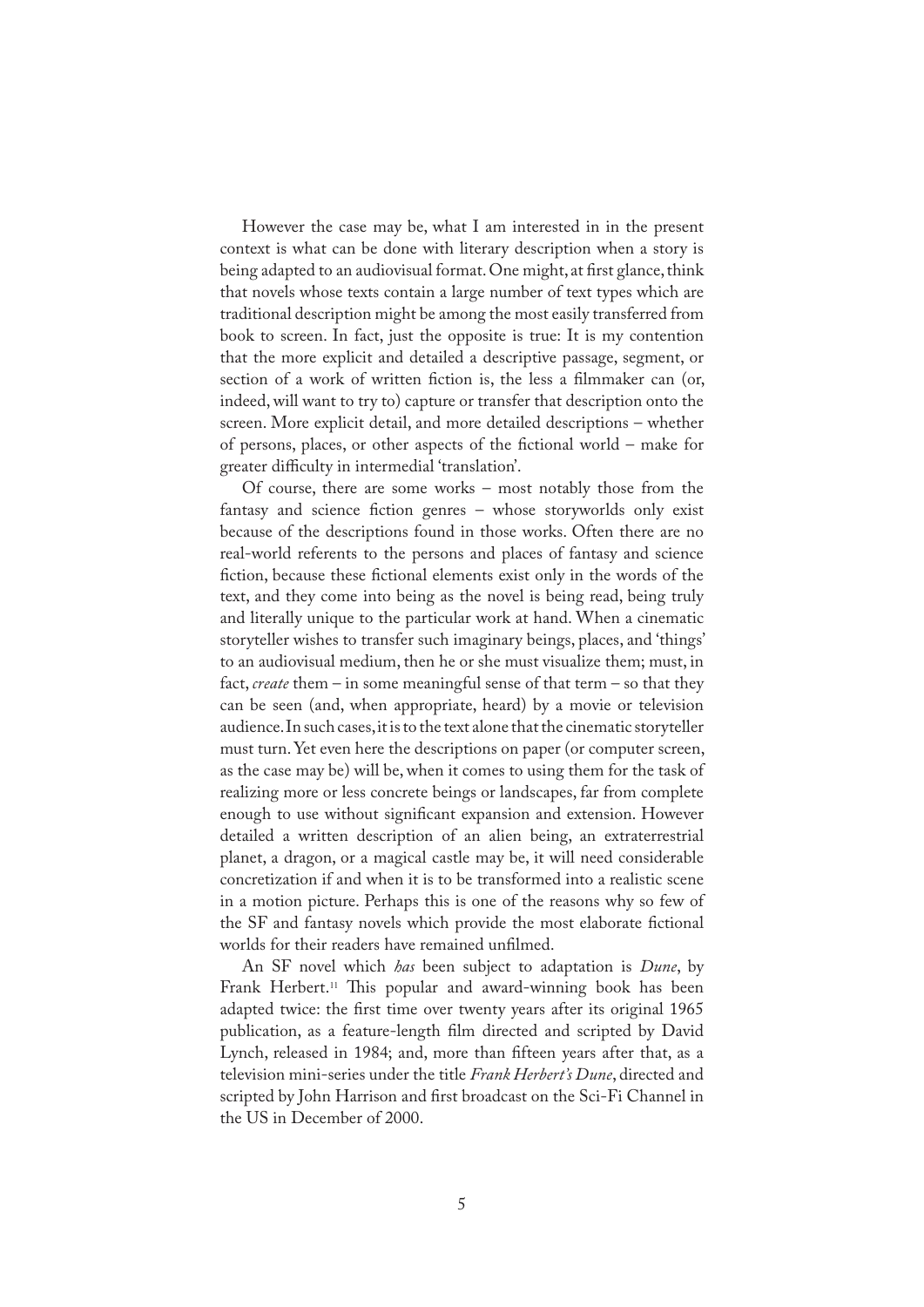However the case may be, what I am interested in in the present context is what can be done with literary description when a story is being adapted to an audiovisual format. One might, at first glance, think that novels whose texts contain a large number of text types which are traditional description might be among the most easily transferred from book to screen. In fact, just the opposite is true: It is my contention that the more explicit and detailed a descriptive passage, segment, or section of a work of written fiction is, the less a filmmaker can (or, indeed, will want to try to) capture or transfer that description onto the screen. More explicit detail, and more detailed descriptions – whether of persons, places, or other aspects of the fictional world – make for greater difficulty in intermedial 'translation'.

Of course, there are some works – most notably those from the fantasy and science fiction genres – whose storyworlds only exist because of the descriptions found in those works. Often there are no real-world referents to the persons and places of fantasy and science fiction, because these fictional elements exist only in the words of the text, and they come into being as the novel is being read, being truly and literally unique to the particular work at hand. When a cinematic storyteller wishes to transfer such imaginary beings, places, and 'things' to an audiovisual medium, then he or she must visualize them; must, in fact, *create* them – in some meaningful sense of that term – so that they can be seen (and, when appropriate, heard) by a movie or television audience. In such cases, it is to the text alone that the cinematic storyteller must turn. Yet even here the descriptions on paper (or computer screen, as the case may be) will be, when it comes to using them for the task of realizing more or less concrete beings or landscapes, far from complete enough to use without significant expansion and extension. However detailed a written description of an alien being, an extraterrestrial planet, a dragon, or a magical castle may be, it will need considerable concretization if and when it is to be transformed into a realistic scene in a motion picture. Perhaps this is one of the reasons why so few of the SF and fantasy novels which provide the most elaborate fictional worlds for their readers have remained unfilmed.

An SF novel which *has* been subject to adaptation is *Dune*, by Frank Herbert.[11] This popular and award-winning book has been adapted twice: the first time over twenty years after its original 1965 publication, as a feature-length film directed and scripted by David Lynch, released in 1984; and, more than fifteen years after that, as a television mini-series under the title *Frank Herbert's Dune*, directed and scripted by John Harrison and first broadcast on the Sci-Fi Channel in the US in December of 2000.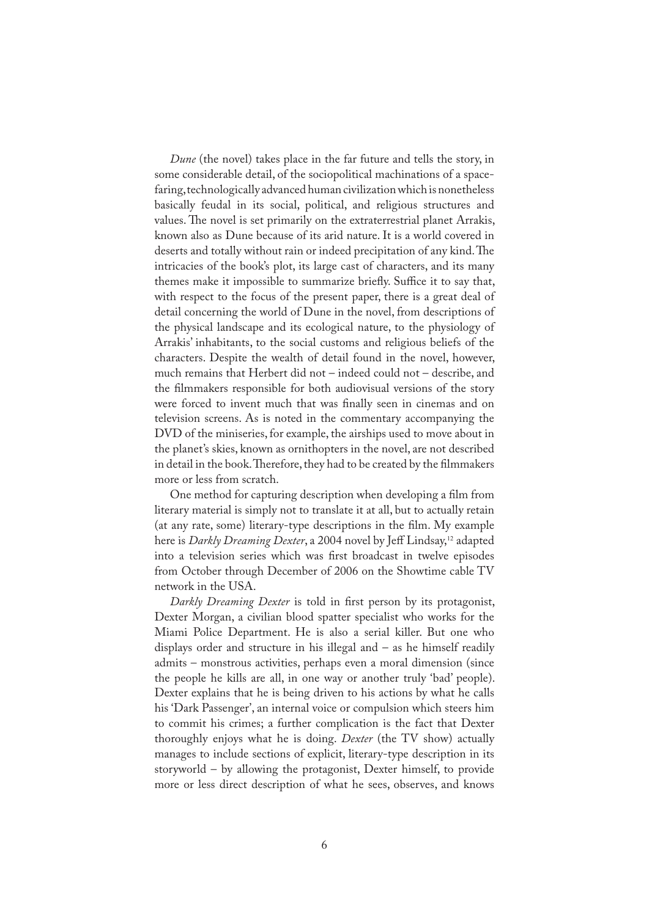*Dune* (the novel) takes place in the far future and tells the story, in some considerable detail, of the sociopolitical machinations of a space-faring, technologically advanced human civilization which is nonetheless basically feudal in its social, political, and religious structures and values. The novel is set primarily on the extraterrestrial planet Arrakis, known also as Dune because of its arid nature. It is a world covered in deserts and totally without rain or indeed precipitation of any kind. The intricacies of the book's plot, its large cast of characters, and its many themes make it impossible to summarize briefly. Suffice it to say that, with respect to the focus of the present paper, there is a great deal of detail concerning the world of Dune in the novel, from descriptions of the physical landscape and its ecological nature, to the physiology of Arrakis' inhabitants, to the social customs and religious beliefs of the characters. Despite the wealth of detail found in the novel, however, much remains that Herbert did not – indeed could not – describe, and the filmmakers responsible for both audiovisual versions of the story were forced to invent much that was finally seen in cinemas and on television screens. As is noted in the commentary accompanying the DVD of the miniseries, for example, the airships used to move about in the planet's skies, known as ornithopters in the novel, are not described in detail in the book. Therefore, they had to be created by the filmmakers more or less from scratch.

One method for capturing description when developing a film from literary material is simply not to translate it at all, but to actually retain (at any rate, some) literary-type descriptions in the film. My example here is *Darkly Dreaming Dexter*, a 2004 novel by Jeff Lindsay,[12] adapted into a television series which was first broadcast in twelve episodes from October through December of 2006 on the Showtime cable TV network in the USA.

*Darkly Dreaming Dexter* is told in first person by its protagonist, Dexter Morgan, a civilian blood spatter specialist who works for the Miami Police Department. He is also a serial killer. But one who displays order and structure in his illegal and – as he himself readily admits – monstrous activities, perhaps even a moral dimension (since the people he kills are all, in one way or another truly 'bad' people). Dexter explains that he is being driven to his actions by what he calls his 'Dark Passenger', an internal voice or compulsion which steers him to commit his crimes; a further complication is the fact that Dexter thoroughly enjoys what he is doing. *Dexter* (the TV show) actually manages to include sections of explicit, literary-type description in its storyworld – by allowing the protagonist, Dexter himself, to provide more or less direct description of what he sees, observes, and knows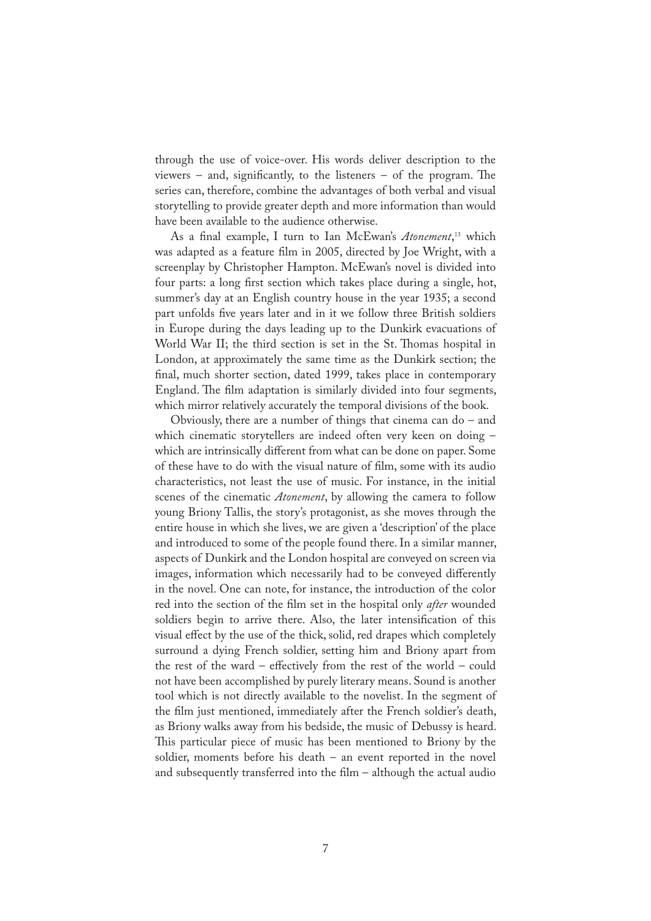through the use of voice-over. His words deliver description to the viewers – and, significantly, to the listeners – of the program. The series can, therefore, combine the advantages of both verbal and visual storytelling to provide greater depth and more information than would have been available to the audience otherwise.

As a final example, I turn to Ian McEwan's *Atonement*,[13] which was adapted as a feature film in 2005, directed by Joe Wright, with a screenplay by Christopher Hampton. McEwan's novel is divided into four parts: a long first section which takes place during a single, hot, summer's day at an English country house in the year 1935; a second part unfolds five years later and in it we follow three British soldiers in Europe during the days leading up to the Dunkirk evacuations of World War II; the third section is set in the St. Thomas hospital in London, at approximately the same time as the Dunkirk section; the final, much shorter section, dated 1999, takes place in contemporary England. The film adaptation is similarly divided into four segments, which mirror relatively accurately the temporal divisions of the book.

Obviously, there are a number of things that cinema can do – and which cinematic storytellers are indeed often very keen on doing – which are intrinsically different from what can be done on paper. Some of these have to do with the visual nature of film, some with its audio characteristics, not least the use of music. For instance, in the initial scenes of the cinematic *Atonement*, by allowing the camera to follow young Briony Tallis, the story's protagonist, as she moves through the entire house in which she lives, we are given a 'description' of the place and introduced to some of the people found there. In a similar manner, aspects of Dunkirk and the London hospital are conveyed on screen via images, information which necessarily had to be conveyed differently in the novel. One can note, for instance, the introduction of the color red into the section of the film set in the hospital only *after* wounded soldiers begin to arrive there. Also, the later intensification of this visual effect by the use of the thick, solid, red drapes which completely surround a dying French soldier, setting him and Briony apart from the rest of the ward – effectively from the rest of the world – could not have been accomplished by purely literary means. Sound is another tool which is not directly available to the novelist. In the segment of the film just mentioned, immediately after the French soldier's death, as Briony walks away from his bedside, the music of Debussy is heard. This particular piece of music has been mentioned to Briony by the soldier, moments before his death – an event reported in the novel and subsequently transferred into the film – although the actual audio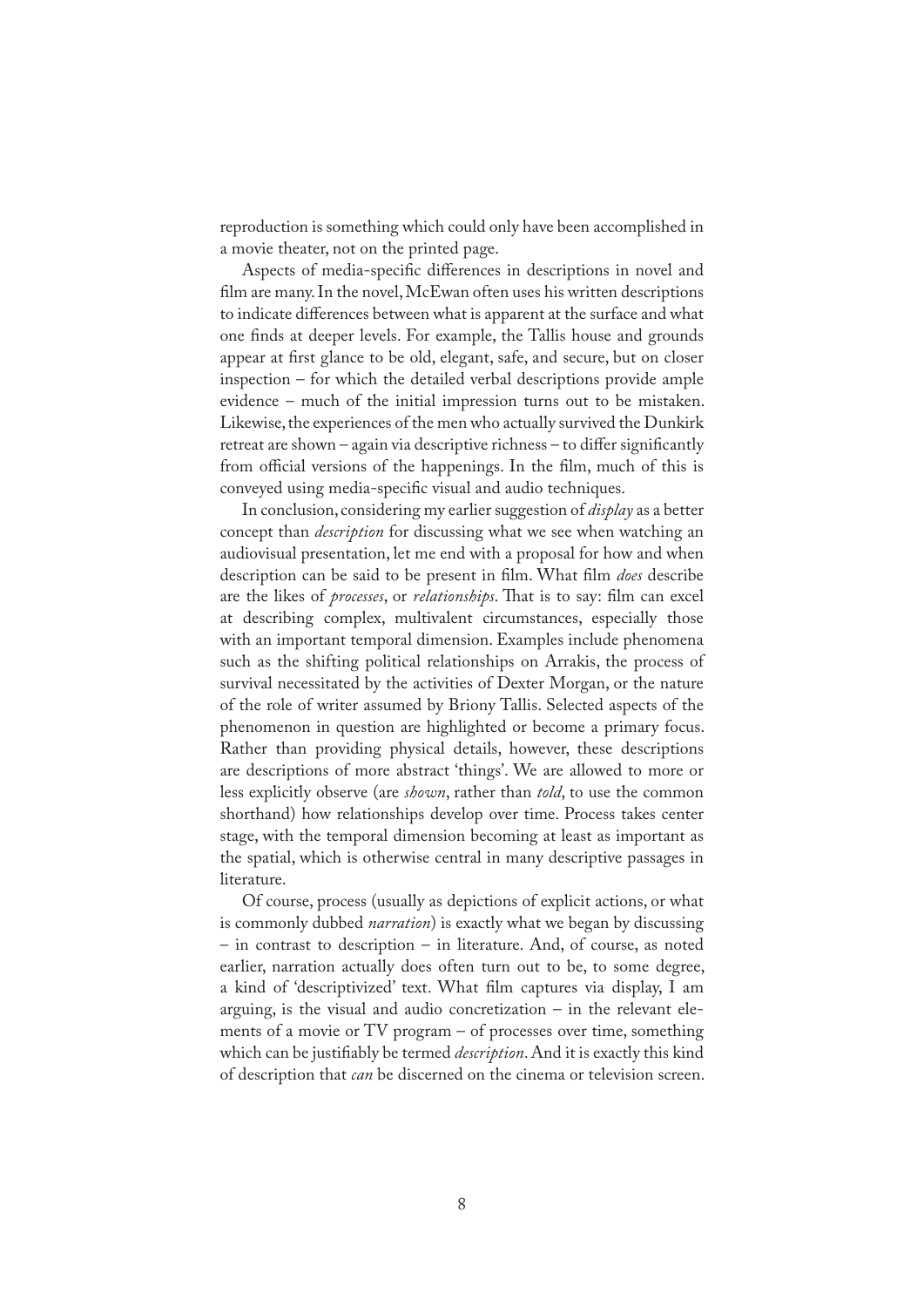reproduction is something which could only have been accomplished in a movie theater, not on the printed page.

Aspects of media-specific differences in descriptions in novel and film are many. In the novel, McEwan often uses his written descriptions to indicate differences between what is apparent at the surface and what one finds at deeper levels. For example, the Tallis house and grounds appear at first glance to be old, elegant, safe, and secure, but on closer inspection – for which the detailed verbal descriptions provide ample evidence – much of the initial impression turns out to be mistaken. Likewise, the experiences of the men who actually survived the Dunkirk retreat are shown – again via descriptive richness – to differ significantly from official versions of the happenings. In the film, much of this is conveyed using media-specific visual and audio techniques.

In conclusion, considering my earlier suggestion of *display* as a better concept than *description* for discussing what we see when watching an audiovisual presentation, let me end with a proposal for how and when description can be said to be present in film. What film *does* describe are the likes of *processes*, or *relationships*. That is to say: film can excel at describing complex, multivalent circumstances, especially those with an important temporal dimension. Examples include phenomena such as the shifting political relationships on Arrakis, the process of survival necessitated by the activities of Dexter Morgan, or the nature of the role of writer assumed by Briony Tallis. Selected aspects of the phenomenon in question are highlighted or become a primary focus. Rather than providing physical details, however, these descriptions are descriptions of more abstract 'things'. We are allowed to more or less explicitly observe (are *shown*, rather than *told*, to use the common shorthand) how relationships develop over time. Process takes center stage, with the temporal dimension becoming at least as important as the spatial, which is otherwise central in many descriptive passages in literature.

Of course, process (usually as depictions of explicit actions, or what is commonly dubbed *narration*) is exactly what we began by discussing – in contrast to description – in literature. And, of course, as noted earlier, narration actually does often turn out to be, to some degree, a kind of 'descriptivized' text. What film captures via display, I am arguing, is the visual and audio concretization – in the relevant elements of a movie or TV program – of processes over time, something which can be justifiably be termed *description*. And it is exactly this kind of description that *can* be discerned on the cinema or television screen.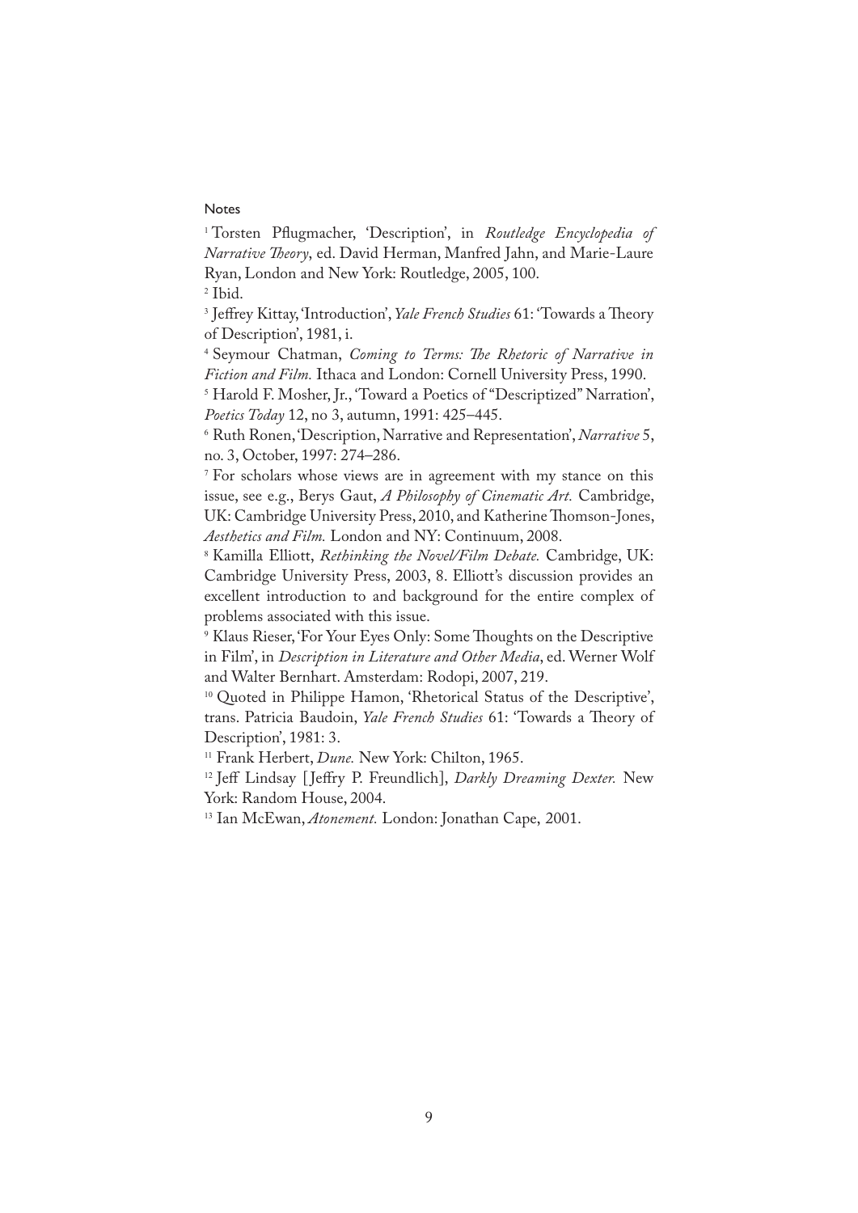Notes

[1] Torsten Pflugmacher, 'Description', in *Routledge Encyclopedia of Narrative Theory*, ed. David Herman, Manfred Jahn, and Marie-Laure Ryan, London and New York: Routledge, 2005, 100.

[2] Ibid.

[3] Jeffrey Kittay, 'Introduction', *Yale French Studies* 61: 'Towards a Theory of Description', 1981, i.

[4] Seymour Chatman, *Coming to Terms: The Rhetoric of Narrative in Fiction and Film.* Ithaca and London: Cornell University Press, 1990.

[5] Harold F. Mosher, Jr., 'Toward a Poetics of "Descriptized" Narration', *Poetics Today* 12, no 3, autumn, 1991: 425–445.

[6] Ruth Ronen, 'Description, Narrative and Representation', *Narrative* 5, no. 3, October, 1997: 274–286.

[7] For scholars whose views are in agreement with my stance on this issue, see e.g., Berys Gaut, *A Philosophy of Cinematic Art.* Cambridge, UK: Cambridge University Press, 2010, and Katherine Thomson-Jones, *Aesthetics and Film.* London and NY: Continuum, 2008.

[8] Kamilla Elliott, *Rethinking the Novel/Film Debate.* Cambridge, UK: Cambridge University Press, 2003, 8. Elliott's discussion provides an excellent introduction to and background for the entire complex of problems associated with this issue.

[9] Klaus Rieser, 'For Your Eyes Only: Some Thoughts on the Descriptive in Film', in *Description in Literature and Other Media*, ed. Werner Wolf and Walter Bernhart. Amsterdam: Rodopi, 2007, 219.

[10] Quoted in Philippe Hamon, 'Rhetorical Status of the Descriptive', trans. Patricia Baudoin, *Yale French Studies* 61: 'Towards a Theory of Description', 1981: 3.

[11] Frank Herbert, *Dune.* New York: Chilton, 1965.

[12] Jeff Lindsay [Jeffry P. Freundlich], *Darkly Dreaming Dexter.* New York: Random House, 2004.

[13] Ian McEwan, *Atonement.* London: Jonathan Cape, 2001.